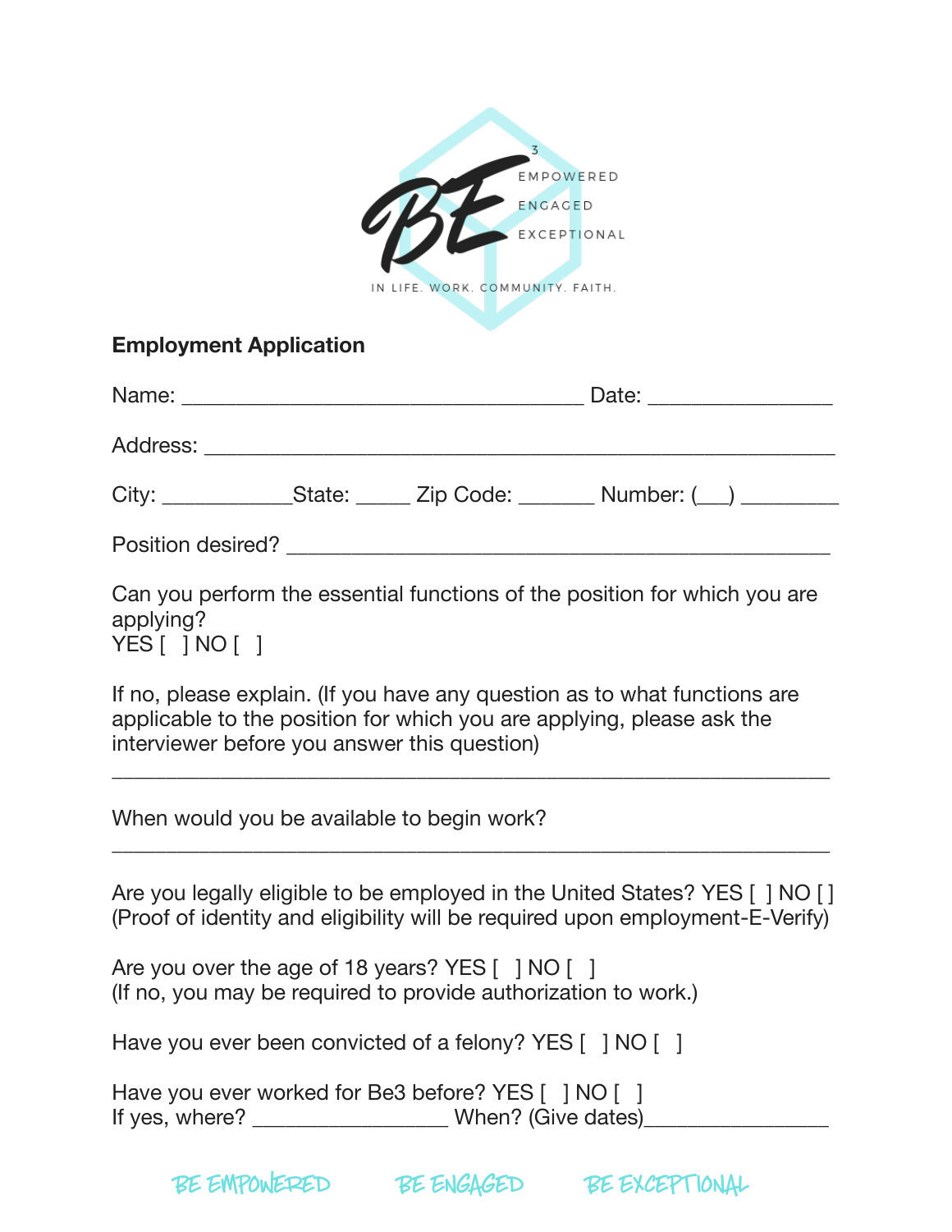BE[3] EMPOWERED ENGAGED EXCEPTIONAL

IN LIFE. WORK. COMMUNITY. FAITH.

**Employment Application**

Name: ___________________________________ Date: ________________

Address: _______________________________________________________

City: ___________State: _____ Zip Code: _______ Number: (___) _________

Position desired? _______________________________________________

Can you perform the essential functions of the position for which you are applying?
YES [ ] NO [ ]

If no, please explain. (If you have any question as to what functions are applicable to the position for which you are applying, please ask the interviewer before you answer this question)

_______________________________________________________________

When would you be available to begin work?

_______________________________________________________________

Are you legally eligible to be employed in the United States? YES [ ] NO [ ]
(Proof of identity and eligibility will be required upon employment-E-Verify)

Are you over the age of 18 years? YES [ ] NO [ ]
(If no, you may be required to provide authorization to work.)

Have you ever been convicted of a felony? YES [ ] NO [ ]

Have you ever worked for Be3 before? YES [ ] NO [ ]
If yes, where? _________________ When? (Give dates)________________

BE EMPOWERED BE ENGAGED BE EXCEPTIONAL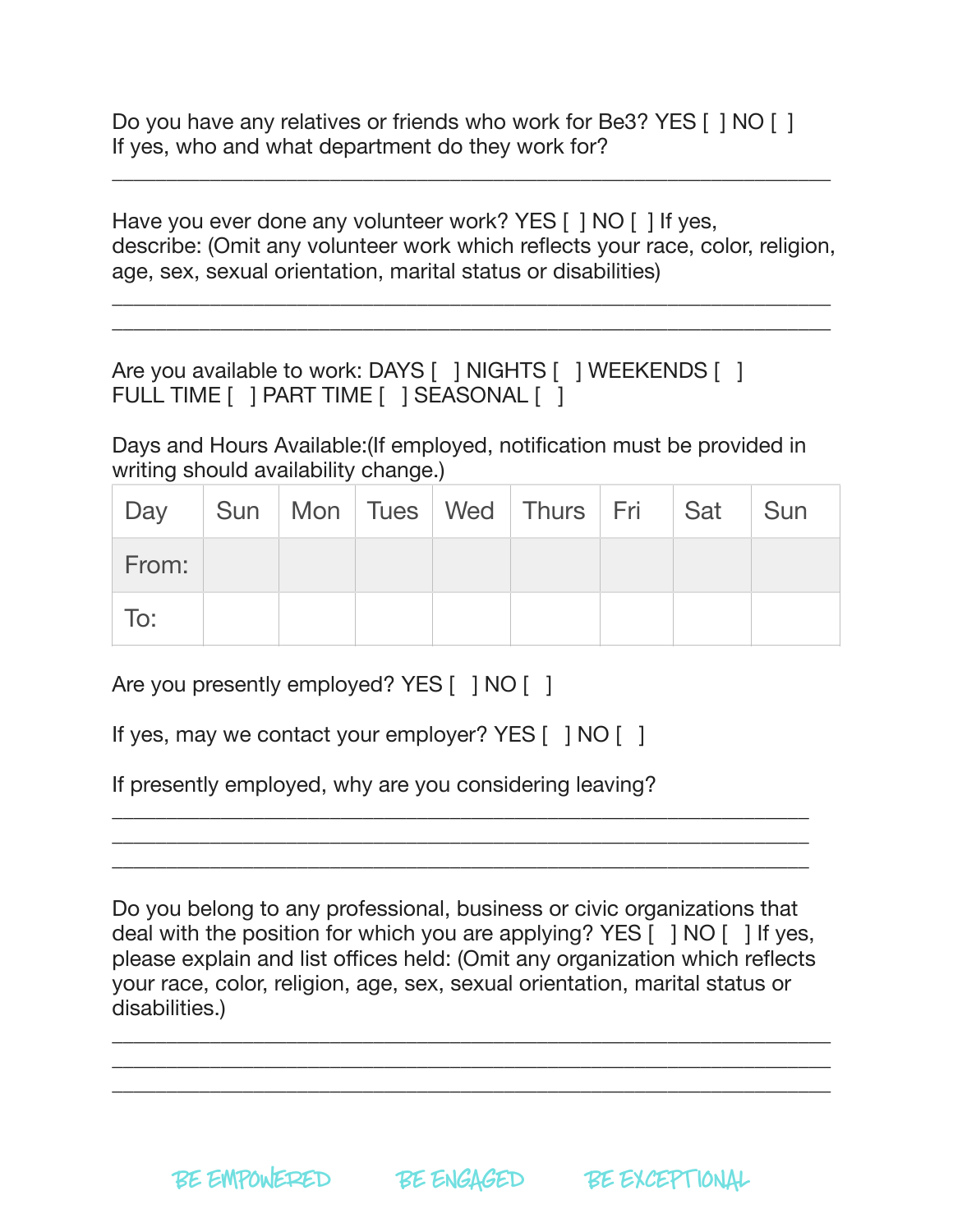Do you have any relatives or friends who work for Be3? YES [ ] NO [ ]
If yes, who and what department do they work for?

______________________________________________________________

Have you ever done any volunteer work? YES [ ] NO [ ] If yes, describe: (Omit any volunteer work which reflects your race, color, religion, age, sex, sexual orientation, marital status or disabilities)

______________________________________________________________
______________________________________________________________

Are you available to work: DAYS [ ] NIGHTS [ ] WEEKENDS [ ]
FULL TIME [ ] PART TIME [ ] SEASONAL [ ]

Days and Hours Available:(If employed, notification must be provided in writing should availability change.)

| Day | Sun | Mon | Tues | Wed | Thurs | Fri | Sat | Sun |
|---|---|---|---|---|---|---|---|---|
| From: | | | | | | | | |
| To: | | | | | | | | |

Are you presently employed? YES [ ] NO [ ]

If yes, may we contact your employer? YES [ ] NO [ ]

If presently employed, why are you considering leaving?

______________________________________________________________
______________________________________________________________
______________________________________________________________

Do you belong to any professional, business or civic organizations that deal with the position for which you are applying? YES [ ] NO [ ] If yes, please explain and list offices held: (Omit any organization which reflects your race, color, religion, age, sex, sexual orientation, marital status or disabilities.)

______________________________________________________________
______________________________________________________________
______________________________________________________________

BE EMPOWERED BE ENGAGED BE EXCEPTIONAL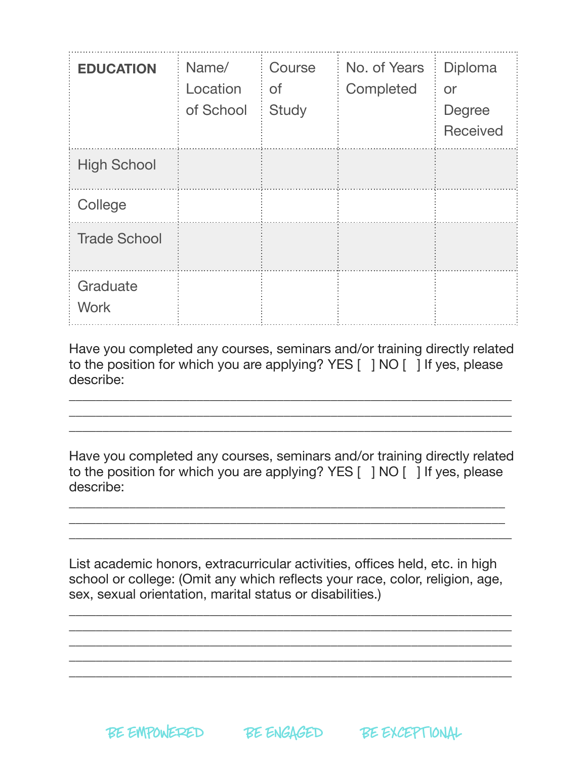| EDUCATION | Name/ Location of School | Course of Study | No. of Years Completed | Diploma or Degree Received |
|---|---|---|---|---|
| High School | | | | |
| College | | | | |
| Trade School | | | | |
| Graduate Work | | | | |

Have you completed any courses, seminars and/or training directly related to the position for which you are applying? YES [ ] NO [ ] If yes, please describe:

_______________________________________________________________

_______________________________________________________________

_______________________________________________________________

Have you completed any courses, seminars and/or training directly related to the position for which you are applying? YES [ ] NO [ ] If yes, please describe:

_______________________________________________________________

_______________________________________________________________

_______________________________________________________________

List academic honors, extracurricular activities, offices held, etc. in high school or college: (Omit any which reflects your race, color, religion, age, sex, sexual orientation, marital status or disabilities.)

_______________________________________________________________

_______________________________________________________________

_______________________________________________________________

_______________________________________________________________

_______________________________________________________________

BE EMPOWERED BE ENGAGED BE EXCEPTIONAL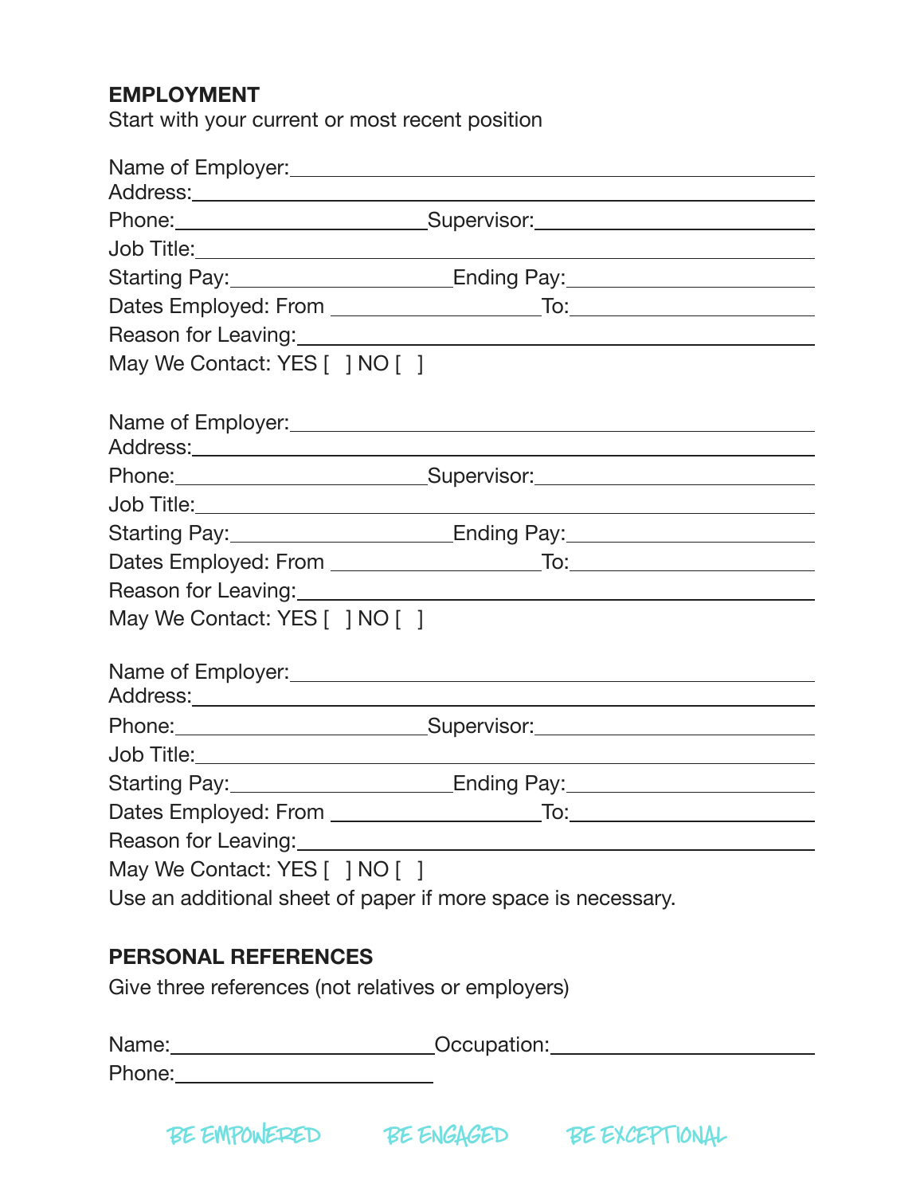## EMPLOYMENT

Start with your current or most recent position

Name of Employer: \_\_\_\_\_\_\_\_\_\_\_\_\_\_\_\_\_\_\_\_\_\_\_\_\_\_\_\_\_\_\_\_\_\_\_\_\_\_\_\_
Address: \_\_\_\_\_\_\_\_\_\_\_\_\_\_\_\_\_\_\_\_\_\_\_\_\_\_\_\_\_\_\_\_\_\_\_\_\_\_\_\_\_\_\_\_\_\_
Phone: \_\_\_\_\_\_\_\_\_\_\_\_\_\_\_\_\_\_\_\_ Supervisor: \_\_\_\_\_\_\_\_\_\_\_\_\_\_\_\_\_\_\_\_
Job Title: \_\_\_\_\_\_\_\_\_\_\_\_\_\_\_\_\_\_\_\_\_\_\_\_\_\_\_\_\_\_\_\_\_\_\_\_\_\_\_\_\_\_\_\_\_\_
Starting Pay: \_\_\_\_\_\_\_\_\_\_\_\_\_\_\_\_\_\_ Ending Pay: \_\_\_\_\_\_\_\_\_\_\_\_\_\_\_\_\_\_\_\_
Dates Employed: From \_\_\_\_\_\_\_\_\_\_\_\_\_\_\_\_\_ To: \_\_\_\_\_\_\_\_\_\_\_\_\_\_\_\_\_\_\_\_
Reason for Leaving: \_\_\_\_\_\_\_\_\_\_\_\_\_\_\_\_\_\_\_\_\_\_\_\_\_\_\_\_\_\_\_\_\_\_\_\_\_\_\_\_
May We Contact: YES [ ] NO [ ]

Name of Employer: \_\_\_\_\_\_\_\_\_\_\_\_\_\_\_\_\_\_\_\_\_\_\_\_\_\_\_\_\_\_\_\_\_\_\_\_\_\_\_\_
Address: \_\_\_\_\_\_\_\_\_\_\_\_\_\_\_\_\_\_\_\_\_\_\_\_\_\_\_\_\_\_\_\_\_\_\_\_\_\_\_\_\_\_\_\_\_\_
Phone: \_\_\_\_\_\_\_\_\_\_\_\_\_\_\_\_\_\_\_\_ Supervisor: \_\_\_\_\_\_\_\_\_\_\_\_\_\_\_\_\_\_\_\_
Job Title: \_\_\_\_\_\_\_\_\_\_\_\_\_\_\_\_\_\_\_\_\_\_\_\_\_\_\_\_\_\_\_\_\_\_\_\_\_\_\_\_\_\_\_\_\_\_
Starting Pay: \_\_\_\_\_\_\_\_\_\_\_\_\_\_\_\_\_\_ Ending Pay: \_\_\_\_\_\_\_\_\_\_\_\_\_\_\_\_\_\_\_\_
Dates Employed: From \_\_\_\_\_\_\_\_\_\_\_\_\_\_\_\_\_ To: \_\_\_\_\_\_\_\_\_\_\_\_\_\_\_\_\_\_\_\_
Reason for Leaving: \_\_\_\_\_\_\_\_\_\_\_\_\_\_\_\_\_\_\_\_\_\_\_\_\_\_\_\_\_\_\_\_\_\_\_\_\_\_\_\_
May We Contact: YES [ ] NO [ ]

Name of Employer: \_\_\_\_\_\_\_\_\_\_\_\_\_\_\_\_\_\_\_\_\_\_\_\_\_\_\_\_\_\_\_\_\_\_\_\_\_\_\_\_
Address: \_\_\_\_\_\_\_\_\_\_\_\_\_\_\_\_\_\_\_\_\_\_\_\_\_\_\_\_\_\_\_\_\_\_\_\_\_\_\_\_\_\_\_\_\_\_
Phone: \_\_\_\_\_\_\_\_\_\_\_\_\_\_\_\_\_\_\_\_ Supervisor: \_\_\_\_\_\_\_\_\_\_\_\_\_\_\_\_\_\_\_\_
Job Title: \_\_\_\_\_\_\_\_\_\_\_\_\_\_\_\_\_\_\_\_\_\_\_\_\_\_\_\_\_\_\_\_\_\_\_\_\_\_\_\_\_\_\_\_\_\_
Starting Pay: \_\_\_\_\_\_\_\_\_\_\_\_\_\_\_\_\_\_ Ending Pay: \_\_\_\_\_\_\_\_\_\_\_\_\_\_\_\_\_\_\_\_
Dates Employed: From \_\_\_\_\_\_\_\_\_\_\_\_\_\_\_\_\_ To: \_\_\_\_\_\_\_\_\_\_\_\_\_\_\_\_\_\_\_\_
Reason for Leaving: \_\_\_\_\_\_\_\_\_\_\_\_\_\_\_\_\_\_\_\_\_\_\_\_\_\_\_\_\_\_\_\_\_\_\_\_\_\_\_\_
May We Contact: YES [ ] NO [ ]

Use an additional sheet of paper if more space is necessary.

## PERSONAL REFERENCES

Give three references (not relatives or employers)

Name: \_\_\_\_\_\_\_\_\_\_\_\_\_\_\_\_\_\_\_\_ Occupation: \_\_\_\_\_\_\_\_\_\_\_\_\_\_\_\_\_\_\_\_
Phone: \_\_\_\_\_\_\_\_\_\_\_\_\_\_\_\_\_\_\_\_

BE EMPOWERED BE ENGAGED BE EXCEPTIONAL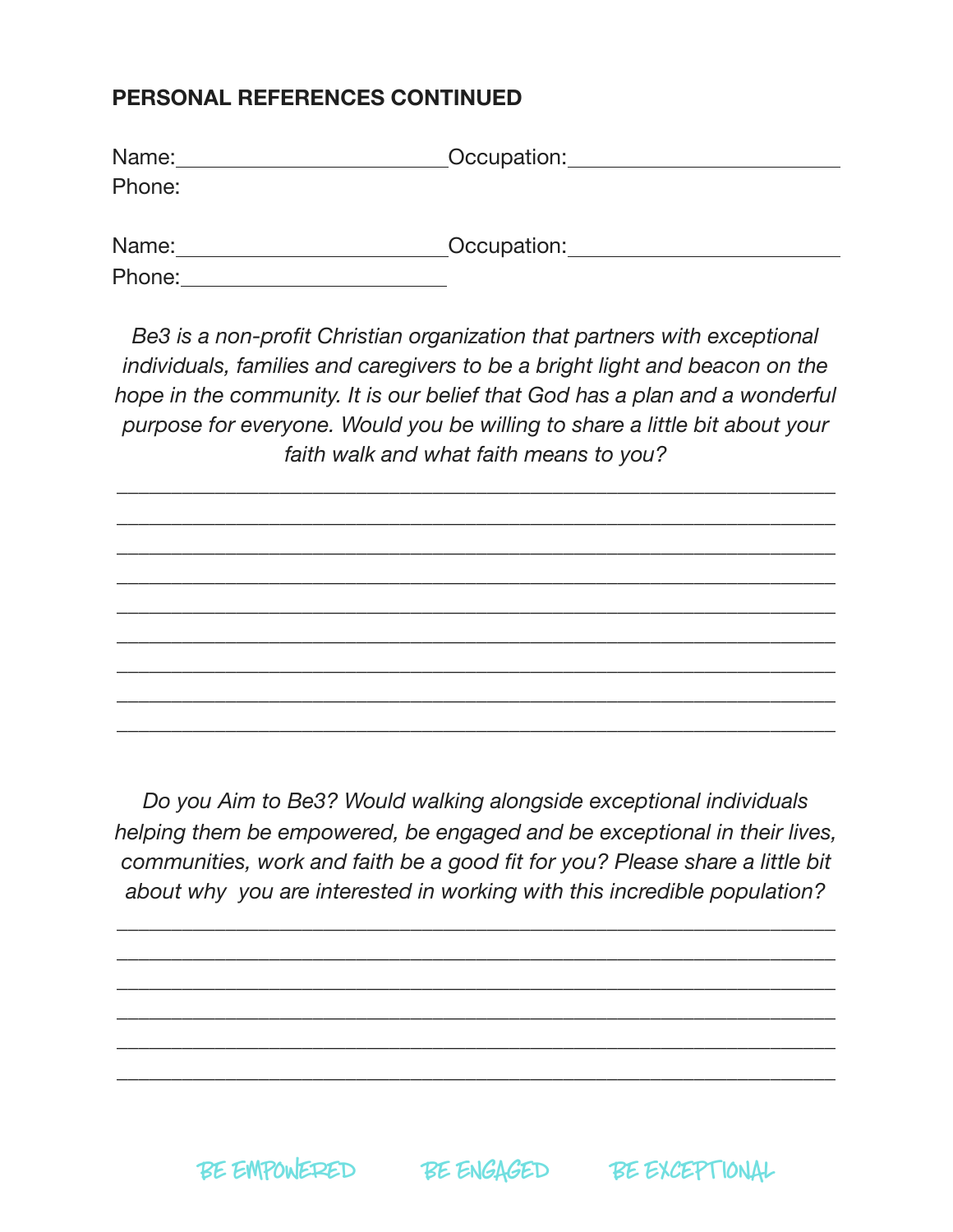**PERSONAL REFERENCES CONTINUED**

Name:________________________ Occupation:________________________
Phone:

Name:________________________ Occupation:________________________
Phone:________________________

*Be3 is a non-profit Christian organization that partners with exceptional individuals, families and caregivers to be a bright light and beacon on the hope in the community. It is our belief that God has a plan and a wonderful purpose for everyone. Would you be willing to share a little bit about your faith walk and what faith means to you?*

_________________________________________________________________
_________________________________________________________________
_________________________________________________________________
_________________________________________________________________
_________________________________________________________________
_________________________________________________________________
_________________________________________________________________
_________________________________________________________________
_________________________________________________________________

*Do you Aim to Be3? Would walking alongside exceptional individuals helping them be empowered, be engaged and be exceptional in their lives, communities, work and faith be a good fit for you? Please share a little bit about why you are interested in working with this incredible population?*

_________________________________________________________________
_________________________________________________________________
_________________________________________________________________
_________________________________________________________________
_________________________________________________________________
_________________________________________________________________

BE EMPOWERED BE ENGAGED BE EXCEPTIONAL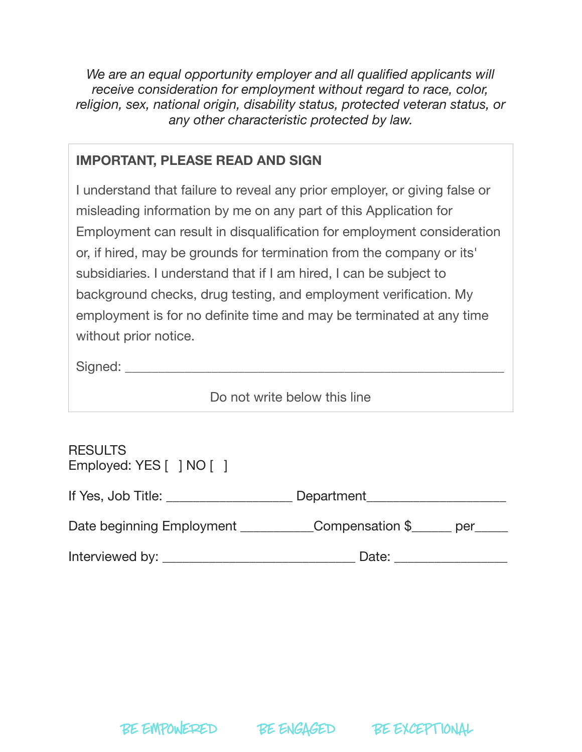*We are an equal opportunity employer and all qualified applicants will receive consideration for employment without regard to race, color, religion, sex, national origin, disability status, protected veteran status, or any other characteristic protected by law.*

**IMPORTANT, PLEASE READ AND SIGN**

I understand that failure to reveal any prior employer, or giving false or misleading information by me on any part of this Application for Employment can result in disqualification for employment consideration or, if hired, may be grounds for termination from the company or its' subsidiaries. I understand that if I am hired, I can be subject to background checks, drug testing, and employment verification. My employment is for no definite time and may be terminated at any time without prior notice.

Signed: ______________________________________________________

Do not write below this line

RESULTS
Employed: YES [ ] NO [ ]

If Yes, Job Title: __________________ Department____________________

Date beginning Employment __________Compensation $______ per_____

Interviewed by: ___________________________ Date: ________________

BE EMPOWERED BE ENGAGED BE EXCEPTIONAL